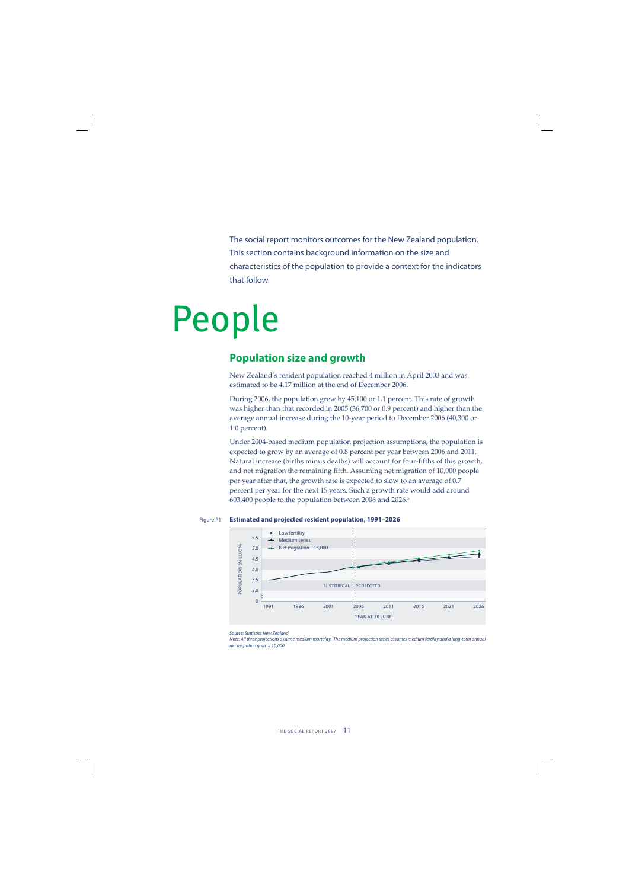The social report monitors outcomes for the New Zealand population. This section contains background information on the size and characteristics of the population to provide a context for the indicators that follow.

# People

## Population size and growth

New Zealand's resident population reached 4 million in April 2003 and was estimated to be 4.17 million at the end of December 2006.

During 2006, the population grew by 45,100 or 1.1 percent. This rate of growth was higher than that recorded in 2005 (36,700 or 0.9 percent) and higher than the average annual increase during the 10-year period to December 2006 (40,300 or 1.0 percent).

Under 2004-based medium population projection assumptions, the population is expected to grow by an average of 0.8 percent per year between 2006 and 2011. Natural increase (births minus deaths) will account for four-fifths of this growth, and net migration the remaining fifth. Assuming net migration of 10,000 people per year after that, the growth rate is expected to slow to an average of 0.7 percent per year for the next 15 years. Such a growth rate would add around 603,400 people to the population between 2006 and 2026.[5]

Figure P1 **Estimated and projected resident population, 1991–2026**

*Source: Statistics New Zealand*

*Note: All three projections assume medium mortality. The medium projection series assumes medium fertility and a long-term annual net migration gain of 10,000*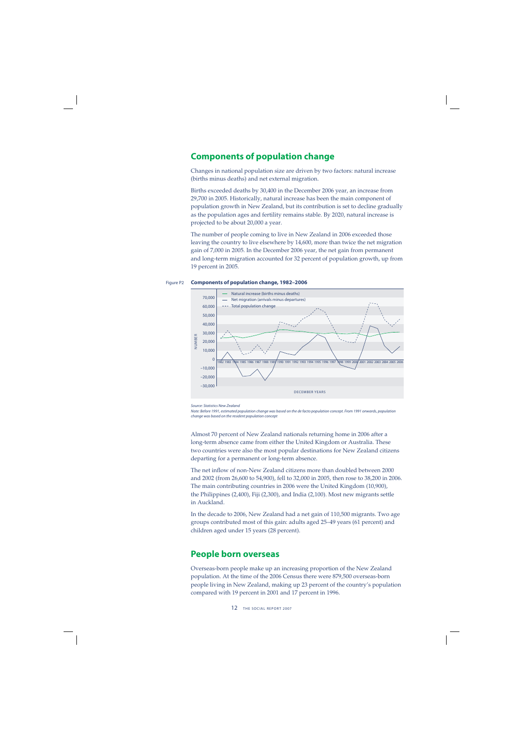## Components of population change

Changes in national population size are driven by two factors: natural increase (births minus deaths) and net external migration.

Births exceeded deaths by 30,400 in the December 2006 year, an increase from 29,700 in 2005. Historically, natural increase has been the main component of population growth in New Zealand, but its contribution is set to decline gradually as the population ages and fertility remains stable. By 2020, natural increase is projected to be about 20,000 a year.

The number of people coming to live in New Zealand in 2006 exceeded those leaving the country to live elsewhere by 14,600, more than twice the net migration gain of 7,000 in 2005. In the December 2006 year, the net gain from permanent and long-term migration accounted for 32 percent of population growth, up from 19 percent in 2005.

Figure P2 **Components of population change, 1982–2006**

*Source: Statistics New Zealand*

*Note: Before 1991, estimated population change was based on the de facto population concept. From 1991 onwards, population change was based on the resident population concept*

Almost 70 percent of New Zealand nationals returning home in 2006 after a long-term absence came from either the United Kingdom or Australia. These two countries were also the most popular destinations for New Zealand citizens departing for a permanent or long-term absence.

The net inflow of non-New Zealand citizens more than doubled between 2000 and 2002 (from 26,600 to 54,900), fell to 32,000 in 2005, then rose to 38,200 in 2006. The main contributing countries in 2006 were the United Kingdom (10,900), the Philippines (2,400), Fiji (2,300), and India (2,100). Most new migrants settle in Auckland.

In the decade to 2006, New Zealand had a net gain of 110,500 migrants. Two age groups contributed most of this gain: adults aged 25–49 years (61 percent) and children aged under 15 years (28 percent).

## People born overseas

Overseas-born people make up an increasing proportion of the New Zealand population. At the time of the 2006 Census there were 879,500 overseas-born people living in New Zealand, making up 23 percent of the country's population compared with 19 percent in 2001 and 17 percent in 1996.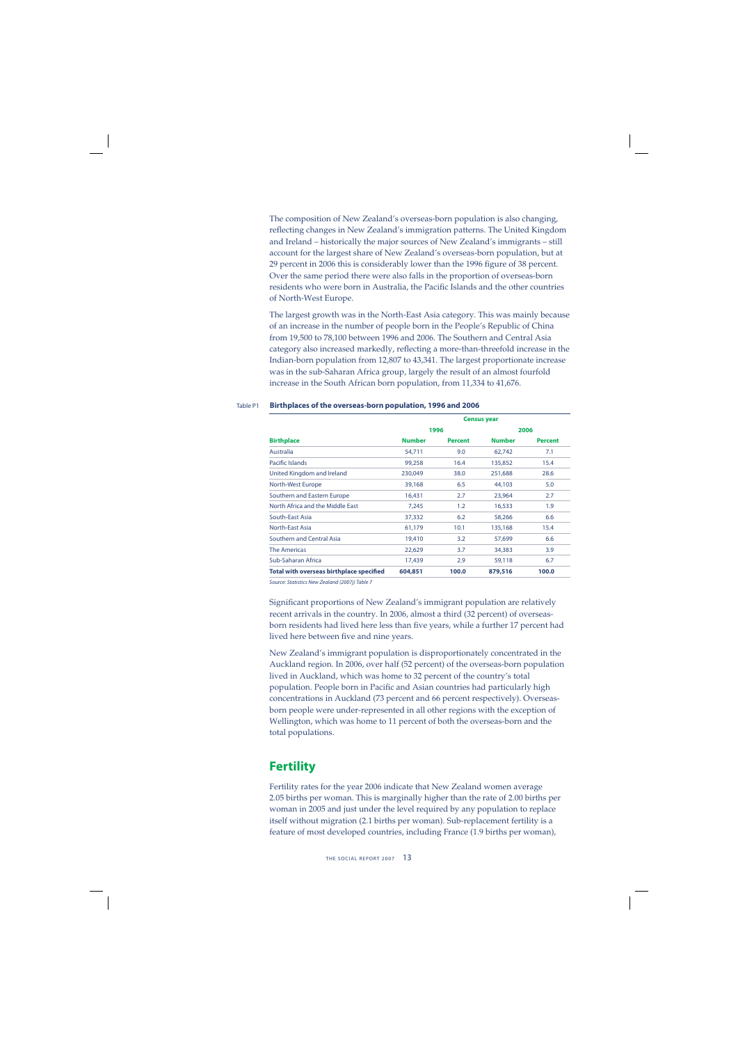The composition of New Zealand's overseas-born population is also changing, reflecting changes in New Zealand's immigration patterns. The United Kingdom and Ireland – historically the major sources of New Zealand's immigrants – still account for the largest share of New Zealand's overseas-born population, but at 29 percent in 2006 this is considerably lower than the 1996 figure of 38 percent. Over the same period there were also falls in the proportion of overseas-born residents who were born in Australia, the Pacific Islands and the other countries of North-West Europe.

The largest growth was in the North-East Asia category. This was mainly because of an increase in the number of people born in the People's Republic of China from 19,500 to 78,100 between 1996 and 2006. The Southern and Central Asia category also increased markedly, reflecting a more-than-threefold increase in the Indian-born population from 12,807 to 43,341. The largest proportionate increase was in the sub-Saharan Africa group, largely the result of an almost fourfold increase in the South African born population, from 11,334 to 41,676.

Table P1 **Birthplaces of the overseas-born population, 1996 and 2006**

| | Census year | | | |
|---|---|---|---|---|
| | 1996 | | 2006 | |
| **Birthplace** | **Number** | **Percent** | **Number** | **Percent** |
| Australia | 54,711 | 9.0 | 62,742 | 7.1 |
| Pacific Islands | 99,258 | 16.4 | 135,852 | 15.4 |
| United Kingdom and Ireland | 230,049 | 38.0 | 251,688 | 28.6 |
| North-West Europe | 39,168 | 6.5 | 44,103 | 5.0 |
| Southern and Eastern Europe | 16,431 | 2.7 | 23,964 | 2.7 |
| North Africa and the Middle East | 7,245 | 1.2 | 16,533 | 1.9 |
| South-East Asia | 37,332 | 6.2 | 58,266 | 6.6 |
| North-East Asia | 61,179 | 10.1 | 135,168 | 15.4 |
| Southern and Central Asia | 19,410 | 3.2 | 57,699 | 6.6 |
| The Americas | 22,629 | 3.7 | 34,383 | 3.9 |
| Sub-Saharan Africa | 17,439 | 2.9 | 59,118 | 6.7 |
| **Total with overseas birthplace specified** | **604,851** | **100.0** | **879,516** | **100.0** |

*Source: Statistics New Zealand (2007j) Table 7*

Significant proportions of New Zealand's immigrant population are relatively recent arrivals in the country. In 2006, almost a third (32 percent) of overseas-born residents had lived here less than five years, while a further 17 percent had lived here between five and nine years.

New Zealand's immigrant population is disproportionately concentrated in the Auckland region. In 2006, over half (52 percent) of the overseas-born population lived in Auckland, which was home to 32 percent of the country's total population. People born in Pacific and Asian countries had particularly high concentrations in Auckland (73 percent and 66 percent respectively). Overseas-born people were under-represented in all other regions with the exception of Wellington, which was home to 11 percent of both the overseas-born and the total populations.

## Fertility

Fertility rates for the year 2006 indicate that New Zealand women average 2.05 births per woman. This is marginally higher than the rate of 2.00 births per woman in 2005 and just under the level required by any population to replace itself without migration (2.1 births per woman). Sub-replacement fertility is a feature of most developed countries, including France (1.9 births per woman),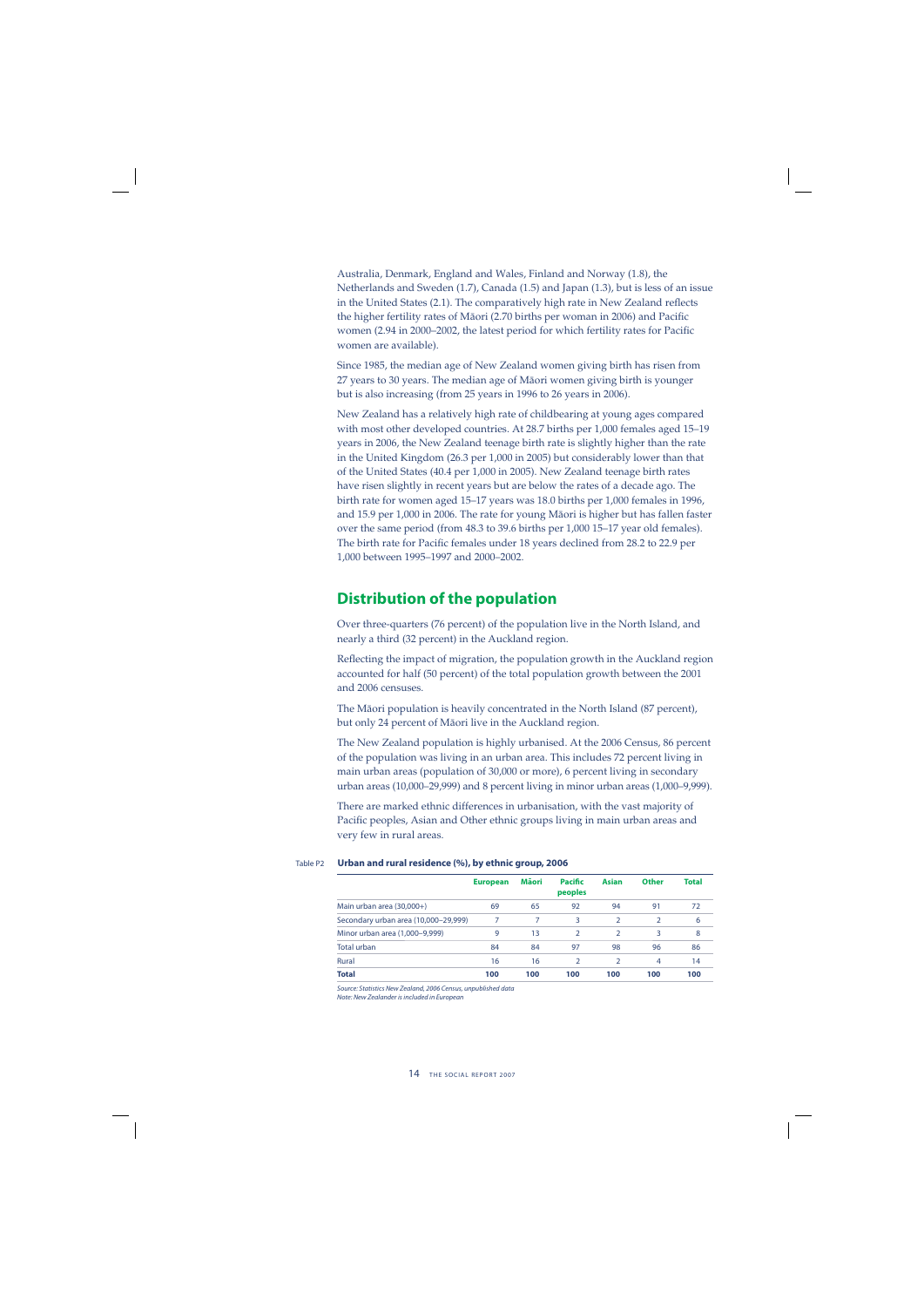Australia, Denmark, England and Wales, Finland and Norway (1.8), the Netherlands and Sweden (1.7), Canada (1.5) and Japan (1.3), but is less of an issue in the United States (2.1). The comparatively high rate in New Zealand reflects the higher fertility rates of Māori (2.70 births per woman in 2006) and Pacific women (2.94 in 2000–2002, the latest period for which fertility rates for Pacific women are available).

Since 1985, the median age of New Zealand women giving birth has risen from 27 years to 30 years. The median age of Māori women giving birth is younger but is also increasing (from 25 years in 1996 to 26 years in 2006).

New Zealand has a relatively high rate of childbearing at young ages compared with most other developed countries. At 28.7 births per 1,000 females aged 15–19 years in 2006, the New Zealand teenage birth rate is slightly higher than the rate in the United Kingdom (26.3 per 1,000 in 2005) but considerably lower than that of the United States (40.4 per 1,000 in 2005). New Zealand teenage birth rates have risen slightly in recent years but are below the rates of a decade ago. The birth rate for women aged 15–17 years was 18.0 births per 1,000 females in 1996, and 15.9 per 1,000 in 2006. The rate for young Māori is higher but has fallen faster over the same period (from 48.3 to 39.6 births per 1,000 15–17 year old females). The birth rate for Pacific females under 18 years declined from 28.2 to 22.9 per 1,000 between 1995–1997 and 2000–2002.

## Distribution of the population

Over three-quarters (76 percent) of the population live in the North Island, and nearly a third (32 percent) in the Auckland region.

Reflecting the impact of migration, the population growth in the Auckland region accounted for half (50 percent) of the total population growth between the 2001 and 2006 censuses.

The Māori population is heavily concentrated in the North Island (87 percent), but only 24 percent of Māori live in the Auckland region.

The New Zealand population is highly urbanised. At the 2006 Census, 86 percent of the population was living in an urban area. This includes 72 percent living in main urban areas (population of 30,000 or more), 6 percent living in secondary urban areas (10,000–29,999) and 8 percent living in minor urban areas (1,000–9,999).

There are marked ethnic differences in urbanisation, with the vast majority of Pacific peoples, Asian and Other ethnic groups living in main urban areas and very few in rural areas.

Table P2 **Urban and rural residence (%), by ethnic group, 2006**

| | European | Māori | Pacific peoples | Asian | Other | Total |
|---|---|---|---|---|---|---|
| Main urban area (30,000+) | 69 | 65 | 92 | 94 | 91 | 72 |
| Secondary urban area (10,000–29,999) | 7 | 7 | 3 | 2 | 2 | 6 |
| Minor urban area (1,000–9,999) | 9 | 13 | 2 | 2 | 3 | 8 |
| Total urban | 84 | 84 | 97 | 98 | 96 | 86 |
| Rural | 16 | 16 | 2 | 2 | 4 | 14 |
| **Total** | **100** | **100** | **100** | **100** | **100** | **100** |

*Source: Statistics New Zealand, 2006 Census, unpublished data*
*Note: New Zealander is included in European*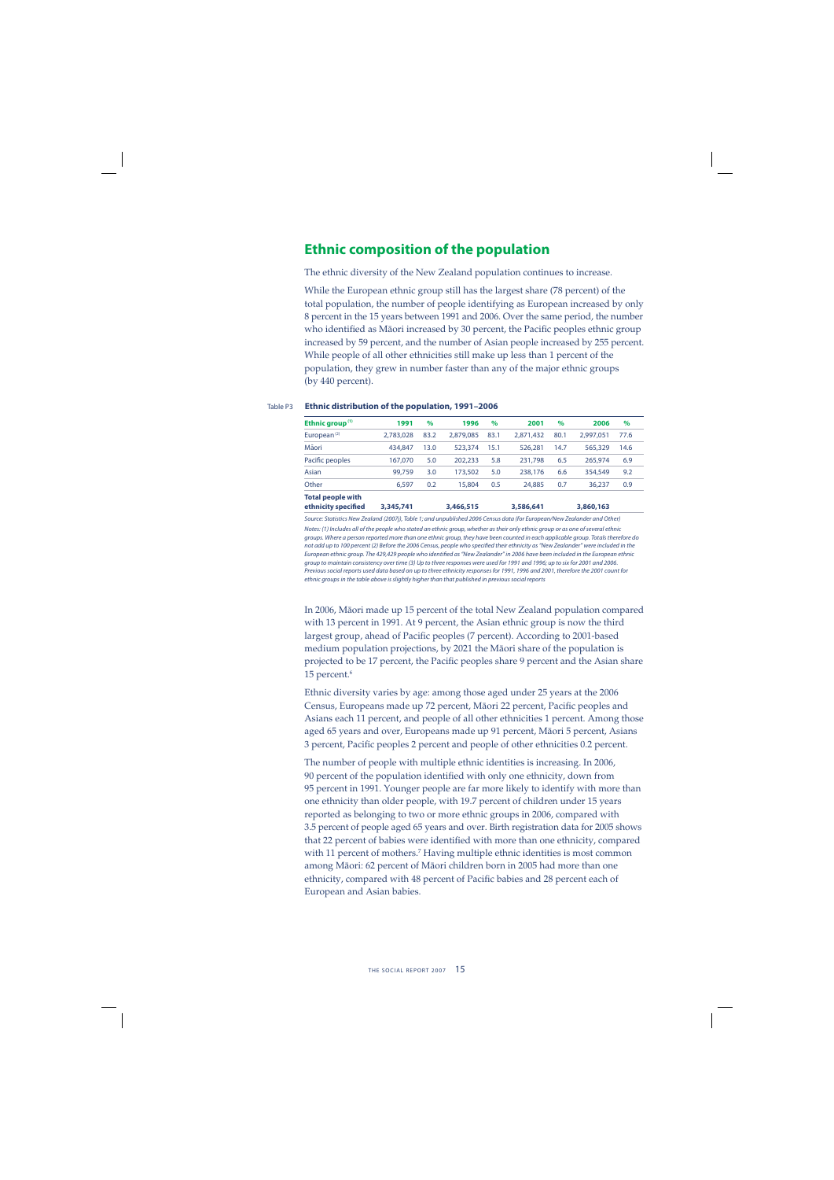## Ethnic composition of the population

The ethnic diversity of the New Zealand population continues to increase.

While the European ethnic group still has the largest share (78 percent) of the total population, the number of people identifying as European increased by only 8 percent in the 15 years between 1991 and 2006. Over the same period, the number who identified as Māori increased by 30 percent, the Pacific peoples ethnic group increased by 59 percent, and the number of Asian people increased by 255 percent. While people of all other ethnicities still make up less than 1 percent of the population, they grew in number faster than any of the major ethnic groups (by 440 percent).

Table P3 **Ethnic distribution of the population, 1991–2006**

| Ethnic group[1] | 1991 | % | 1996 | % | 2001 | % | 2006 | % |
|---|---|---|---|---|---|---|---|---|
| European[2] | 2,783,028 | 83.2 | 2,879,085 | 83.1 | 2,871,432 | 80.1 | 2,997,051 | 77.6 |
| Māori | 434,847 | 13.0 | 523,374 | 15.1 | 526,281 | 14.7 | 565,329 | 14.6 |
| Pacific peoples | 167,070 | 5.0 | 202,233 | 5.8 | 231,798 | 6.5 | 265,974 | 6.9 |
| Asian | 99,759 | 3.0 | 173,502 | 5.0 | 238,176 | 6.6 | 354,549 | 9.2 |
| Other | 6,597 | 0.2 | 15,804 | 0.5 | 24,885 | 0.7 | 36,237 | 0.9 |
| **Total people with ethnicity specified** | **3,345,741** | | **3,466,515** | | **3,586,641** | | **3,860,163** | |

*Source: Statistics New Zealand (2007j), Table 1; and unpublished 2006 Census data (for European/New Zealander and Other)*

*Notes: (1) Includes all of the people who stated an ethnic group, whether as their only ethnic group or as one of several ethnic groups. Where a person reported more than one ethnic group, they have been counted in each applicable group. Totals therefore do not add up to 100 percent (2) Before the 2006 Census, people who specified their ethnicity as "New Zealander" were included in the European ethnic group. The 429,429 people who identified as "New Zealander" in 2006 have been included in the European ethnic group to maintain consistency over time (3) Up to three responses were used for 1991 and 1996; up to six for 2001 and 2006. Previous social reports used data based on up to three ethnicity responses for 1991, 1996 and 2001, therefore the 2001 count for ethnic groups in the table above is slightly higher than that published in previous social reports*

In 2006, Māori made up 15 percent of the total New Zealand population compared with 13 percent in 1991. At 9 percent, the Asian ethnic group is now the third largest group, ahead of Pacific peoples (7 percent). According to 2001-based medium population projections, by 2021 the Māori share of the population is projected to be 17 percent, the Pacific peoples share 9 percent and the Asian share 15 percent.[6]

Ethnic diversity varies by age: among those aged under 25 years at the 2006 Census, Europeans made up 72 percent, Māori 22 percent, Pacific peoples and Asians each 11 percent, and people of all other ethnicities 1 percent. Among those aged 65 years and over, Europeans made up 91 percent, Māori 5 percent, Asians 3 percent, Pacific peoples 2 percent and people of other ethnicities 0.2 percent.

The number of people with multiple ethnic identities is increasing. In 2006, 90 percent of the population identified with only one ethnicity, down from 95 percent in 1991. Younger people are far more likely to identify with more than one ethnicity than older people, with 19.7 percent of children under 15 years reported as belonging to two or more ethnic groups in 2006, compared with 3.5 percent of people aged 65 years and over. Birth registration data for 2005 shows that 22 percent of babies were identified with more than one ethnicity, compared with 11 percent of mothers.[7] Having multiple ethnic identities is most common among Māori: 62 percent of Māori children born in 2005 had more than one ethnicity, compared with 48 percent of Pacific babies and 28 percent each of European and Asian babies.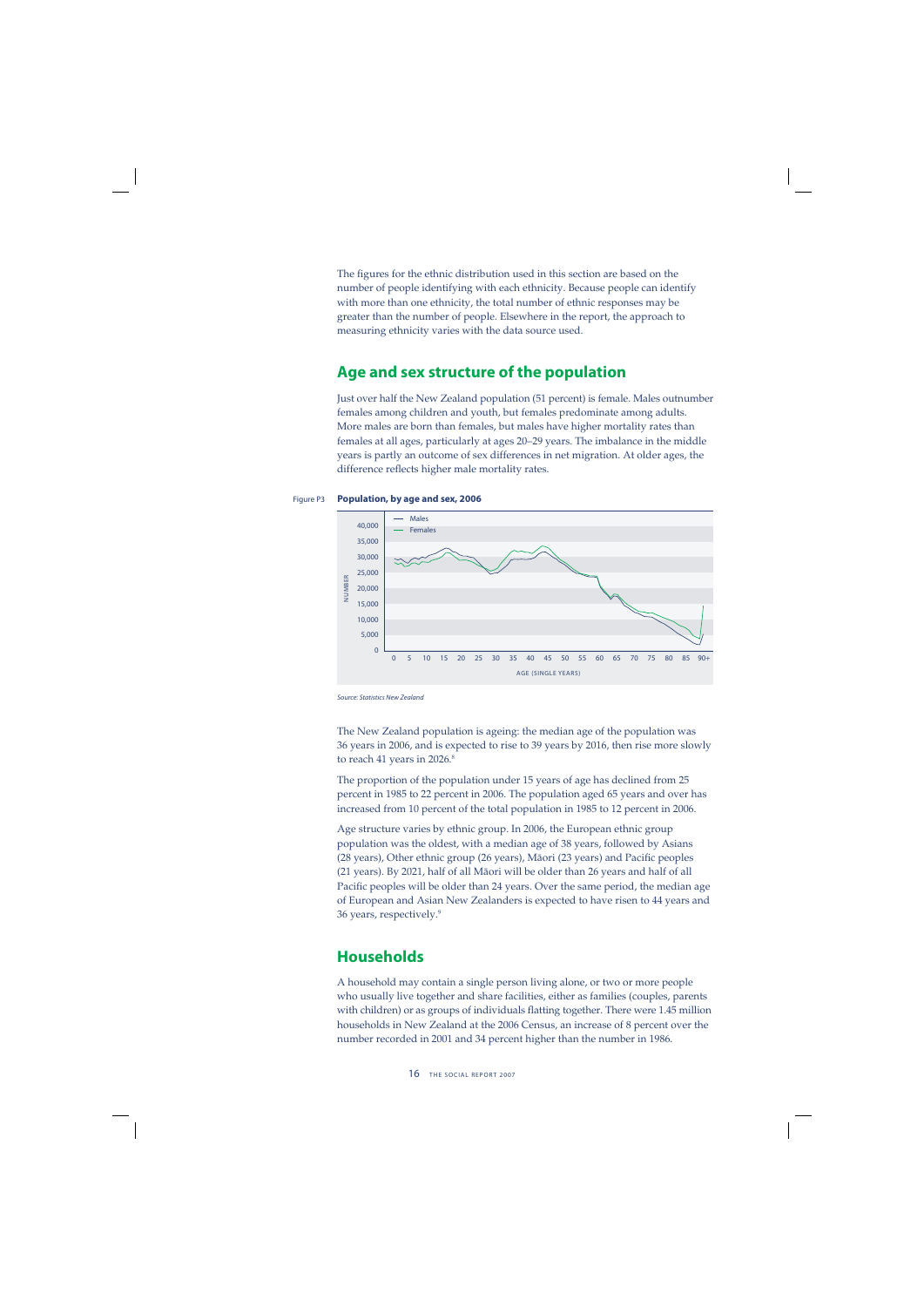The figures for the ethnic distribution used in this section are based on the number of people identifying with each ethnicity. Because people can identify with more than one ethnicity, the total number of ethnic responses may be greater than the number of people. Elsewhere in the report, the approach to measuring ethnicity varies with the data source used.

## Age and sex structure of the population

Just over half the New Zealand population (51 percent) is female. Males outnumber females among children and youth, but females predominate among adults. More males are born than females, but males have higher mortality rates than females at all ages, particularly at ages 20–29 years. The imbalance in the middle years is partly an outcome of sex differences in net migration. At older ages, the difference reflects higher male mortality rates.

Figure P3 **Population, by age and sex, 2006**

*Source: Statistics New Zealand*

The New Zealand population is ageing: the median age of the population was 36 years in 2006, and is expected to rise to 39 years by 2016, then rise more slowly to reach 41 years in 2026.[8]

The proportion of the population under 15 years of age has declined from 25 percent in 1985 to 22 percent in 2006. The population aged 65 years and over has increased from 10 percent of the total population in 1985 to 12 percent in 2006.

Age structure varies by ethnic group. In 2006, the European ethnic group population was the oldest, with a median age of 38 years, followed by Asians (28 years), Other ethnic group (26 years), Māori (23 years) and Pacific peoples (21 years). By 2021, half of all Māori will be older than 26 years and half of all Pacific peoples will be older than 24 years. Over the same period, the median age of European and Asian New Zealanders is expected to have risen to 44 years and 36 years, respectively.[9]

## Households

A household may contain a single person living alone, or two or more people who usually live together and share facilities, either as families (couples, parents with children) or as groups of individuals flatting together. There were 1.45 million households in New Zealand at the 2006 Census, an increase of 8 percent over the number recorded in 2001 and 34 percent higher than the number in 1986.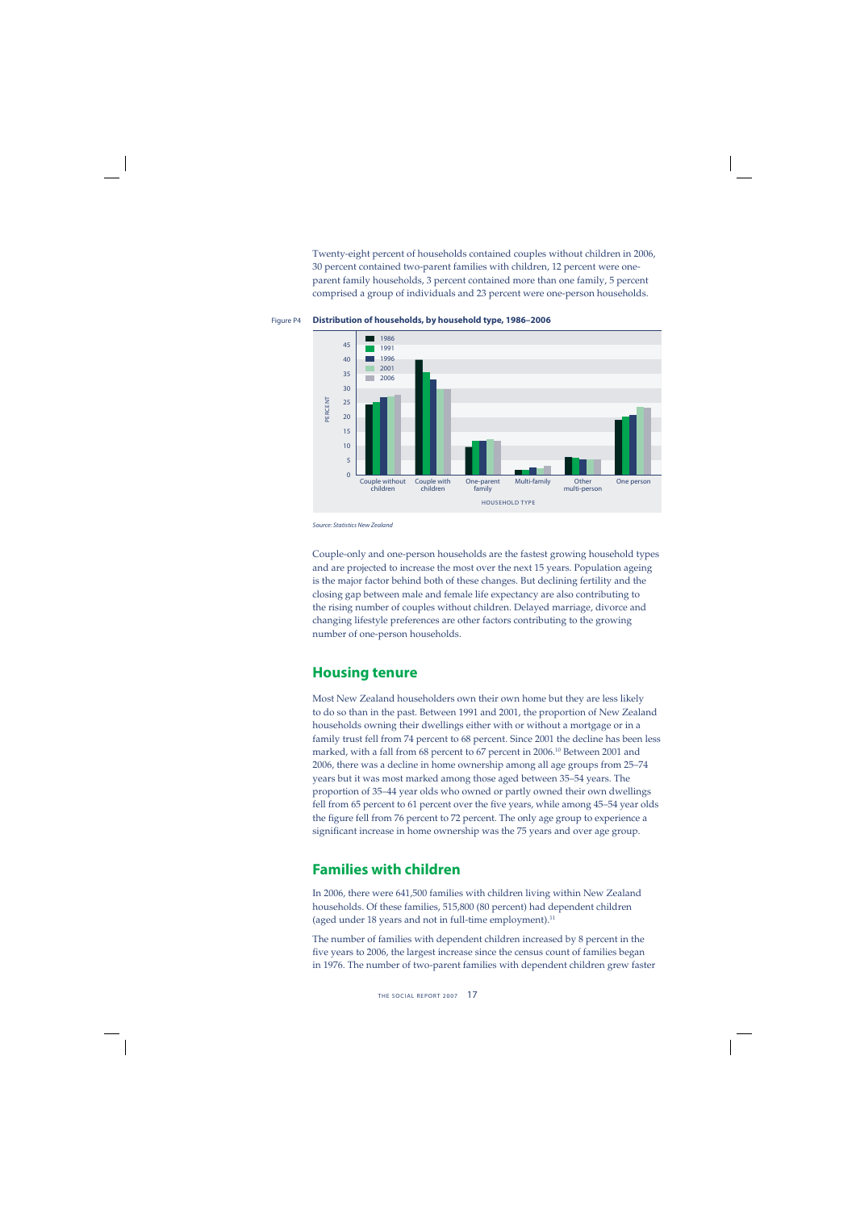Twenty-eight percent of households contained couples without children in 2006, 30 percent contained two-parent families with children, 12 percent were one-parent family households, 3 percent contained more than one family, 5 percent comprised a group of individuals and 23 percent were one-person households.

Figure P4 **Distribution of households, by household type, 1986–2006**

*Source: Statistics New Zealand*

Couple-only and one-person households are the fastest growing household types and are projected to increase the most over the next 15 years. Population ageing is the major factor behind both of these changes. But declining fertility and the closing gap between male and female life expectancy are also contributing to the rising number of couples without children. Delayed marriage, divorce and changing lifestyle preferences are other factors contributing to the growing number of one-person households.

## Housing tenure

Most New Zealand householders own their own home but they are less likely to do so than in the past. Between 1991 and 2001, the proportion of New Zealand households owning their dwellings either with or without a mortgage or in a family trust fell from 74 percent to 68 percent. Since 2001 the decline has been less marked, with a fall from 68 percent to 67 percent in 2006.[10] Between 2001 and 2006, there was a decline in home ownership among all age groups from 25–74 years but it was most marked among those aged between 35–54 years. The proportion of 35–44 year olds who owned or partly owned their own dwellings fell from 65 percent to 61 percent over the five years, while among 45–54 year olds the figure fell from 76 percent to 72 percent. The only age group to experience a significant increase in home ownership was the 75 years and over age group.

## Families with children

In 2006, there were 641,500 families with children living within New Zealand households. Of these families, 515,800 (80 percent) had dependent children (aged under 18 years and not in full-time employment).[11]

The number of families with dependent children increased by 8 percent in the five years to 2006, the largest increase since the census count of families began in 1976. The number of two-parent families with dependent children grew faster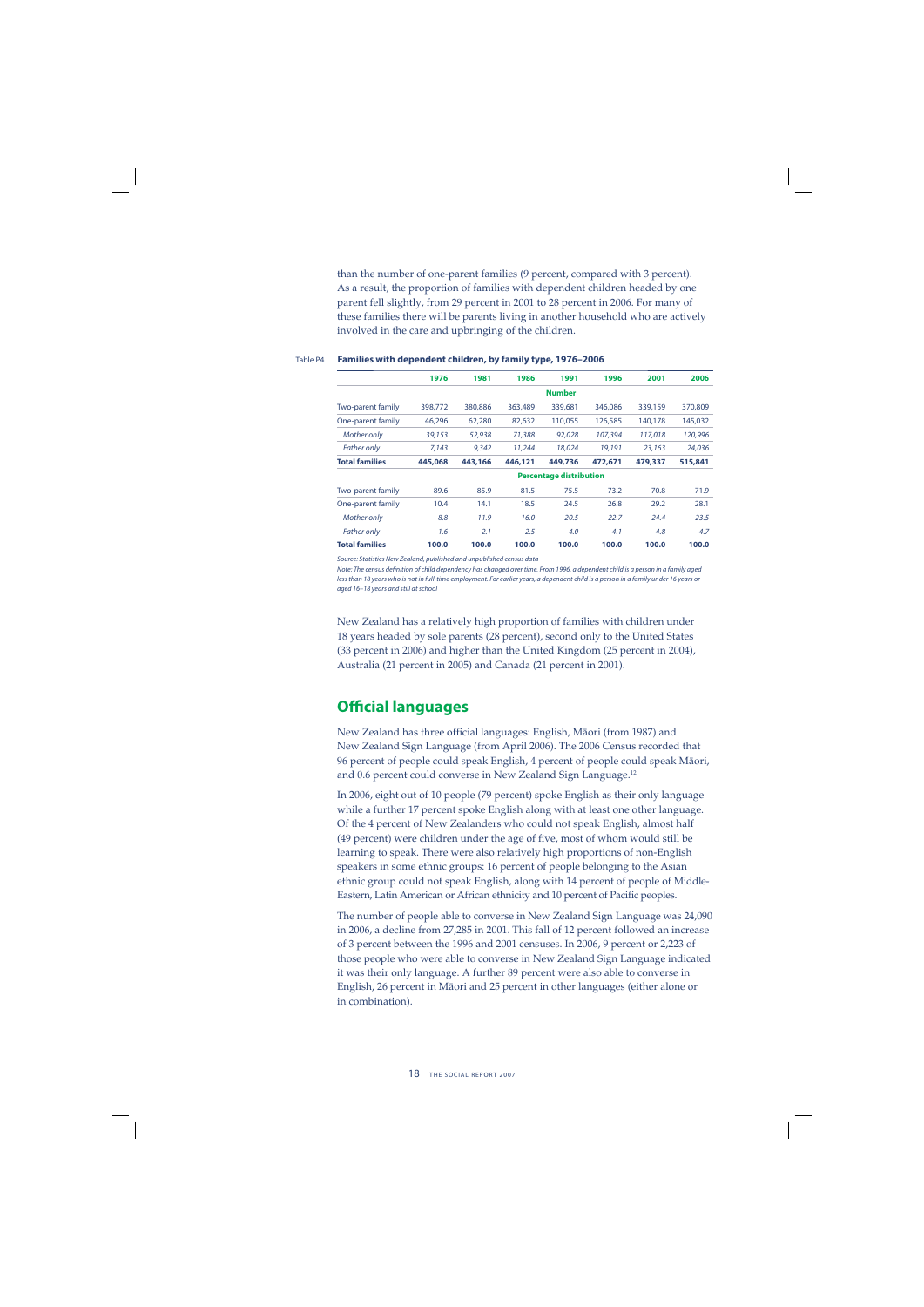than the number of one-parent families (9 percent, compared with 3 percent). As a result, the proportion of families with dependent children headed by one parent fell slightly, from 29 percent in 2001 to 28 percent in 2006. For many of these families there will be parents living in another household who are actively involved in the care and upbringing of the children.

Table P4 **Families with dependent children, by family type, 1976–2006**

| | 1976 | 1981 | 1986 | 1991 | 1996 | 2001 | 2006 |
|---|---|---|---|---|---|---|---|
| | | | | **Number** | | | |
| Two-parent family | 398,772 | 380,886 | 363,489 | 339,681 | 346,086 | 339,159 | 370,809 |
| One-parent family | 46,296 | 62,280 | 82,632 | 110,055 | 126,585 | 140,178 | 145,032 |
| *Mother only* | *39,153* | *52,938* | *71,388* | *92,028* | *107,394* | *117,018* | *120,996* |
| *Father only* | *7,143* | *9,342* | *11,244* | *18,024* | *19,191* | *23,163* | *24,036* |
| **Total families** | **445,068** | **443,166** | **446,121** | **449,736** | **472,671** | **479,337** | **515,841** |
| | | | | **Percentage distribution** | | | |
| Two-parent family | 89.6 | 85.9 | 81.5 | 75.5 | 73.2 | 70.8 | 71.9 |
| One-parent family | 10.4 | 14.1 | 18.5 | 24.5 | 26.8 | 29.2 | 28.1 |
| *Mother only* | *8.8* | *11.9* | *16.0* | *20.5* | *22.7* | *24.4* | *23.5* |
| *Father only* | *1.6* | *2.1* | *2.5* | *4.0* | *4.1* | *4.8* | *4.7* |
| **Total families** | **100.0** | **100.0** | **100.0** | **100.0** | **100.0** | **100.0** | **100.0** |

*Source: Statistics New Zealand, published and unpublished census data*

*Note: The census definition of child dependency has changed over time. From 1996, a dependent child is a person in a family aged less than 18 years who is not in full-time employment. For earlier years, a dependent child is a person in a family under 16 years or aged 16–18 years and still at school*

New Zealand has a relatively high proportion of families with children under 18 years headed by sole parents (28 percent), second only to the United States (33 percent in 2006) and higher than the United Kingdom (25 percent in 2004), Australia (21 percent in 2005) and Canada (21 percent in 2001).

## Official languages

New Zealand has three official languages: English, Māori (from 1987) and New Zealand Sign Language (from April 2006). The 2006 Census recorded that 96 percent of people could speak English, 4 percent of people could speak Māori, and 0.6 percent could converse in New Zealand Sign Language.[12]

In 2006, eight out of 10 people (79 percent) spoke English as their only language while a further 17 percent spoke English along with at least one other language. Of the 4 percent of New Zealanders who could not speak English, almost half (49 percent) were children under the age of five, most of whom would still be learning to speak. There were also relatively high proportions of non-English speakers in some ethnic groups: 16 percent of people belonging to the Asian ethnic group could not speak English, along with 14 percent of people of Middle-Eastern, Latin American or African ethnicity and 10 percent of Pacific peoples.

The number of people able to converse in New Zealand Sign Language was 24,090 in 2006, a decline from 27,285 in 2001. This fall of 12 percent followed an increase of 3 percent between the 1996 and 2001 censuses. In 2006, 9 percent or 2,223 of those people who were able to converse in New Zealand Sign Language indicated it was their only language. A further 89 percent were also able to converse in English, 26 percent in Māori and 25 percent in other languages (either alone or in combination).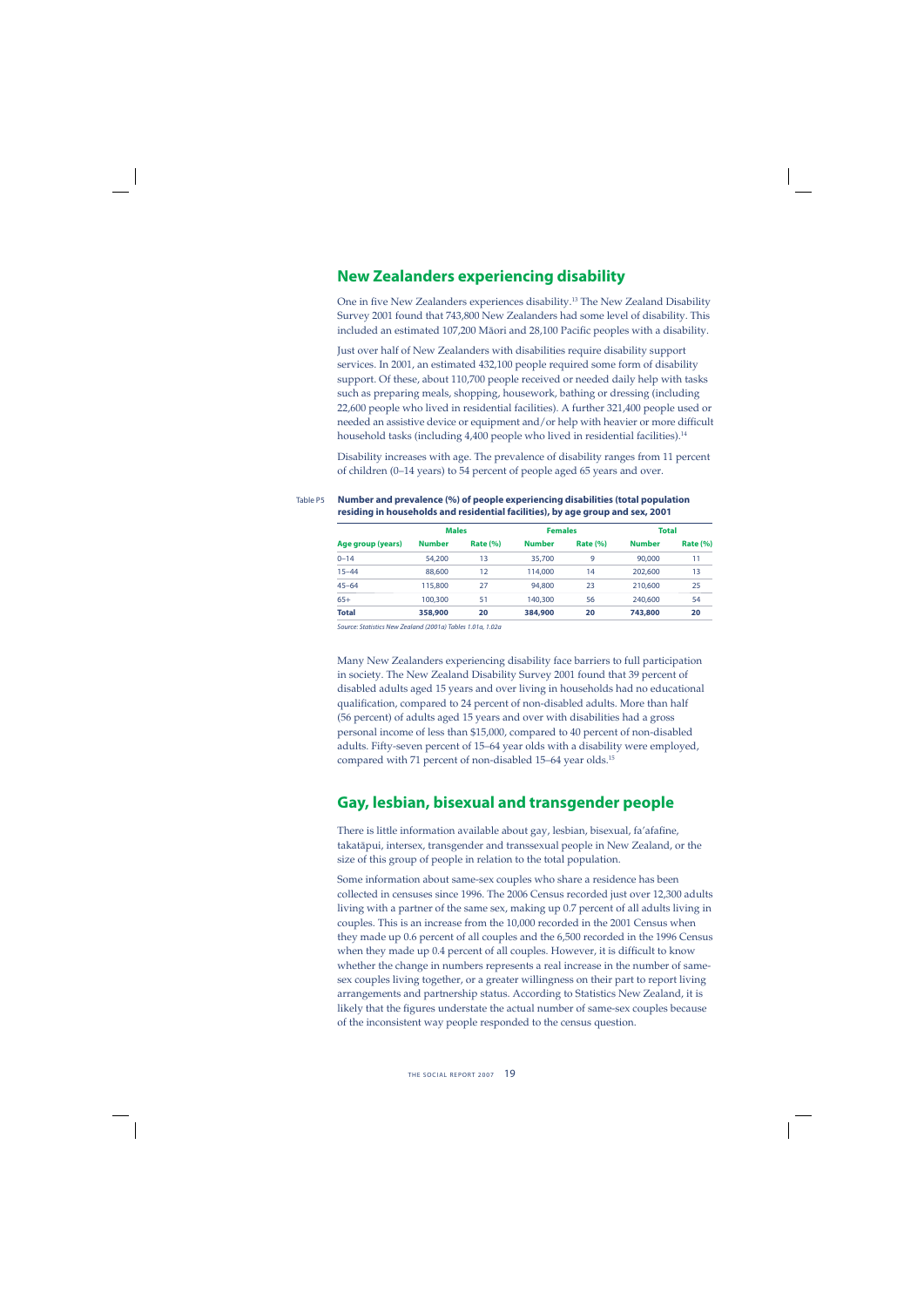## New Zealanders experiencing disability

One in five New Zealanders experiences disability.[13] The New Zealand Disability Survey 2001 found that 743,800 New Zealanders had some level of disability. This included an estimated 107,200 Māori and 28,100 Pacific peoples with a disability.

Just over half of New Zealanders with disabilities require disability support services. In 2001, an estimated 432,100 people required some form of disability support. Of these, about 110,700 people received or needed daily help with tasks such as preparing meals, shopping, housework, bathing or dressing (including 22,600 people who lived in residential facilities). A further 321,400 people used or needed an assistive device or equipment and/or help with heavier or more difficult household tasks (including 4,400 people who lived in residential facilities).[14]

Disability increases with age. The prevalence of disability ranges from 11 percent of children (0–14 years) to 54 percent of people aged 65 years and over.

Table P5 **Number and prevalence (%) of people experiencing disabilities (total population residing in households and residential facilities), by age group and sex, 2001**

| | Males | | Females | | Total | |
|---|---|---|---|---|---|---|
| **Age group (years)** | **Number** | **Rate (%)** | **Number** | **Rate (%)** | **Number** | **Rate (%)** |
| 0–14 | 54,200 | 13 | 35,700 | 9 | 90,000 | 11 |
| 15–44 | 88,600 | 12 | 114,000 | 14 | 202,600 | 13 |
| 45–64 | 115,800 | 27 | 94,800 | 23 | 210,600 | 25 |
| 65+ | 100,300 | 51 | 140,300 | 56 | 240,600 | 54 |
| **Total** | **358,900** | **20** | **384,900** | **20** | **743,800** | **20** |

*Source: Statistics New Zealand (2001a) Tables 1.01a, 1.02a*

Many New Zealanders experiencing disability face barriers to full participation in society. The New Zealand Disability Survey 2001 found that 39 percent of disabled adults aged 15 years and over living in households had no educational qualification, compared to 24 percent of non-disabled adults. More than half (56 percent) of adults aged 15 years and over with disabilities had a gross personal income of less than $15,000, compared to 40 percent of non-disabled adults. Fifty-seven percent of 15–64 year olds with a disability were employed, compared with 71 percent of non-disabled 15–64 year olds.[15]

## Gay, lesbian, bisexual and transgender people

There is little information available about gay, lesbian, bisexual, fa'afafine, takatāpui, intersex, transgender and transsexual people in New Zealand, or the size of this group of people in relation to the total population.

Some information about same-sex couples who share a residence has been collected in censuses since 1996. The 2006 Census recorded just over 12,300 adults living with a partner of the same sex, making up 0.7 percent of all adults living in couples. This is an increase from the 10,000 recorded in the 2001 Census when they made up 0.6 percent of all couples and the 6,500 recorded in the 1996 Census when they made up 0.4 percent of all couples. However, it is difficult to know whether the change in numbers represents a real increase in the number of same-sex couples living together, or a greater willingness on their part to report living arrangements and partnership status. According to Statistics New Zealand, it is likely that the figures understate the actual number of same-sex couples because of the inconsistent way people responded to the census question.